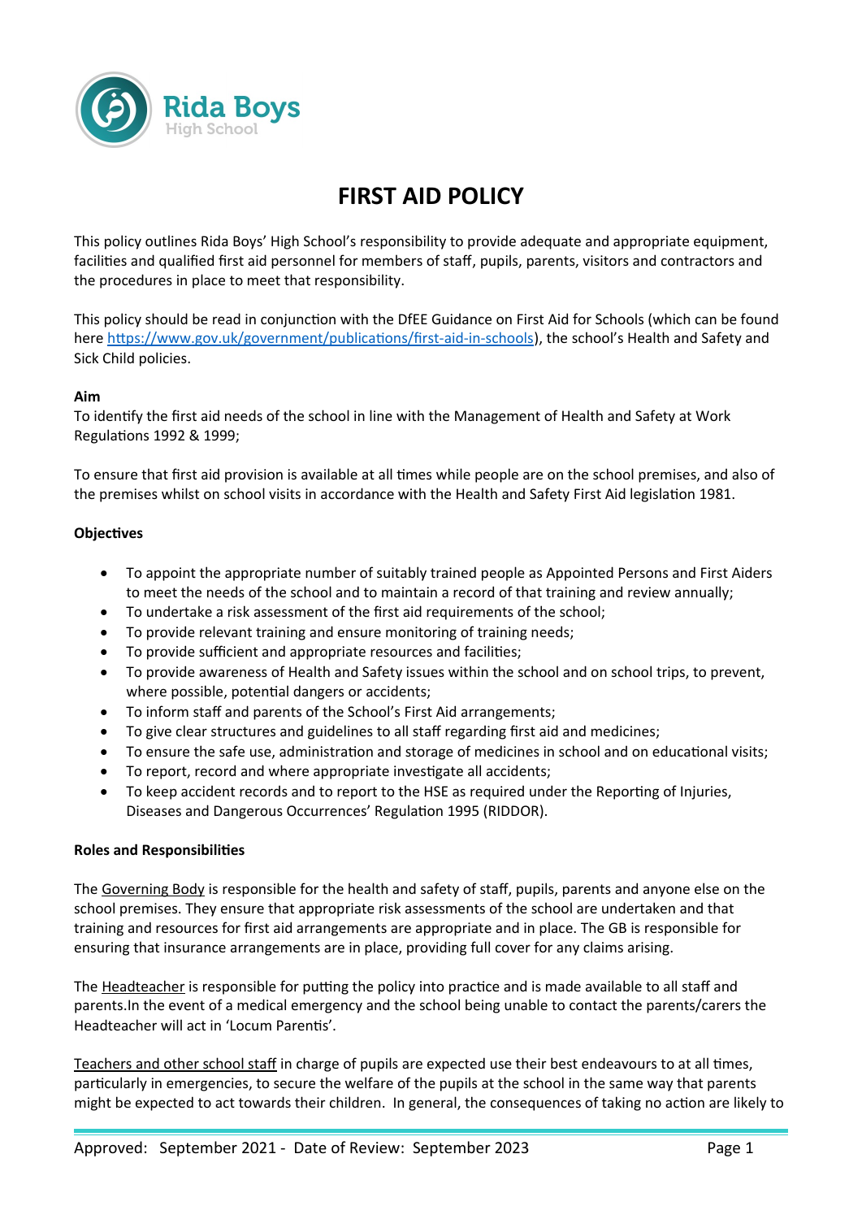Rida Boys High School

# FIRST AID POLICY

This policy outlines Rida Boys' High School's responsibility to provide adequate and appropriate equipment, facilities and qualified first aid personnel for members of staff, pupils, parents, visitors and contractors and the procedures in place to meet that responsibility.

This policy should be read in conjunction with the DfEE Guidance on First Aid for Schools (which can be found here https://www.gov.uk/government/publications/first-aid-in-schools), the school's Health and Safety and Sick Child policies.

**Aim**

To identify the first aid needs of the school in line with the Management of Health and Safety at Work Regulations 1992 & 1999;

To ensure that first aid provision is available at all times while people are on the school premises, and also of the premises whilst on school visits in accordance with the Health and Safety First Aid legislation 1981.

**Objectives**

- To appoint the appropriate number of suitably trained people as Appointed Persons and First Aiders to meet the needs of the school and to maintain a record of that training and review annually;
- To undertake a risk assessment of the first aid requirements of the school;
- To provide relevant training and ensure monitoring of training needs;
- To provide sufficient and appropriate resources and facilities;
- To provide awareness of Health and Safety issues within the school and on school trips, to prevent, where possible, potential dangers or accidents;
- To inform staff and parents of the School's First Aid arrangements;
- To give clear structures and guidelines to all staff regarding first aid and medicines;
- To ensure the safe use, administration and storage of medicines in school and on educational visits;
- To report, record and where appropriate investigate all accidents;
- To keep accident records and to report to the HSE as required under the Reporting of Injuries, Diseases and Dangerous Occurrences' Regulation 1995 (RIDDOR).

**Roles and Responsibilities**

The Governing Body is responsible for the health and safety of staff, pupils, parents and anyone else on the school premises. They ensure that appropriate risk assessments of the school are undertaken and that training and resources for first aid arrangements are appropriate and in place. The GB is responsible for ensuring that insurance arrangements are in place, providing full cover for any claims arising.

The Headteacher is responsible for putting the policy into practice and is made available to all staff and parents.In the event of a medical emergency and the school being unable to contact the parents/carers the Headteacher will act in 'Locum Parentis'.

Teachers and other school staff in charge of pupils are expected use their best endeavours to at all times, particularly in emergencies, to secure the welfare of the pupils at the school in the same way that parents might be expected to act towards their children. In general, the consequences of taking no action are likely to

Approved: September 2021 - Date of Review: September 2023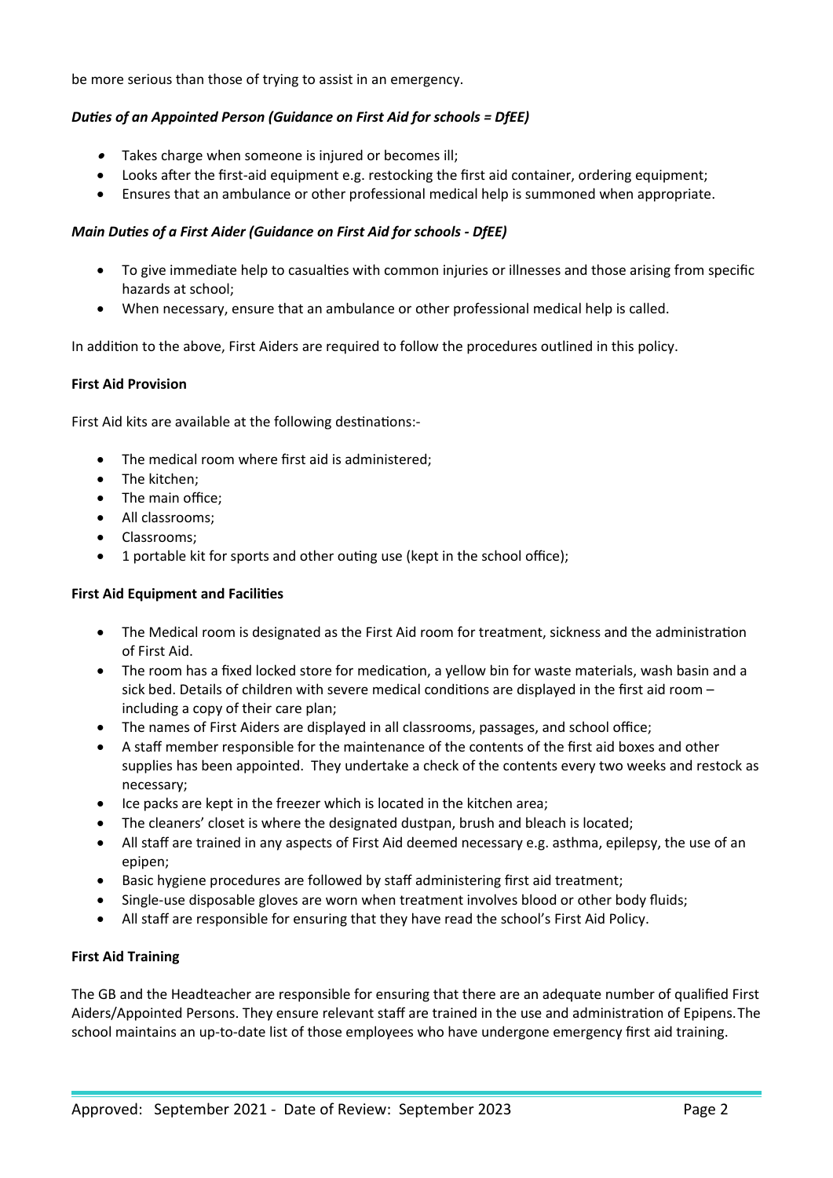be more serious than those of trying to assist in an emergency.

***Duties of an Appointed Person (Guidance on First Aid for schools = DfEE)***

- Takes charge when someone is injured or becomes ill;
- Looks after the first-aid equipment e.g. restocking the first aid container, ordering equipment;
- Ensures that an ambulance or other professional medical help is summoned when appropriate.

***Main Duties of a First Aider (Guidance on First Aid for schools - DfEE)***

- To give immediate help to casualties with common injuries or illnesses and those arising from specific hazards at school;
- When necessary, ensure that an ambulance or other professional medical help is called.

In addition to the above, First Aiders are required to follow the procedures outlined in this policy.

**First Aid Provision**

First Aid kits are available at the following destinations:-

- The medical room where first aid is administered;
- The kitchen;
- The main office;
- All classrooms;
- Classrooms;
- 1 portable kit for sports and other outing use (kept in the school office);

**First Aid Equipment and Facilities**

- The Medical room is designated as the First Aid room for treatment, sickness and the administration of First Aid.
- The room has a fixed locked store for medication, a yellow bin for waste materials, wash basin and a sick bed. Details of children with severe medical conditions are displayed in the first aid room – including a copy of their care plan;
- The names of First Aiders are displayed in all classrooms, passages, and school office;
- A staff member responsible for the maintenance of the contents of the first aid boxes and other supplies has been appointed. They undertake a check of the contents every two weeks and restock as necessary;
- Ice packs are kept in the freezer which is located in the kitchen area;
- The cleaners' closet is where the designated dustpan, brush and bleach is located;
- All staff are trained in any aspects of First Aid deemed necessary e.g. asthma, epilepsy, the use of an epipen;
- Basic hygiene procedures are followed by staff administering first aid treatment;
- Single-use disposable gloves are worn when treatment involves blood or other body fluids;
- All staff are responsible for ensuring that they have read the school's First Aid Policy.

**First Aid Training**

The GB and the Headteacher are responsible for ensuring that there are an adequate number of qualified First Aiders/Appointed Persons. They ensure relevant staff are trained in the use and administration of Epipens. The school maintains an up-to-date list of those employees who have undergone emergency first aid training.

Approved: September 2021 - Date of Review: September 2023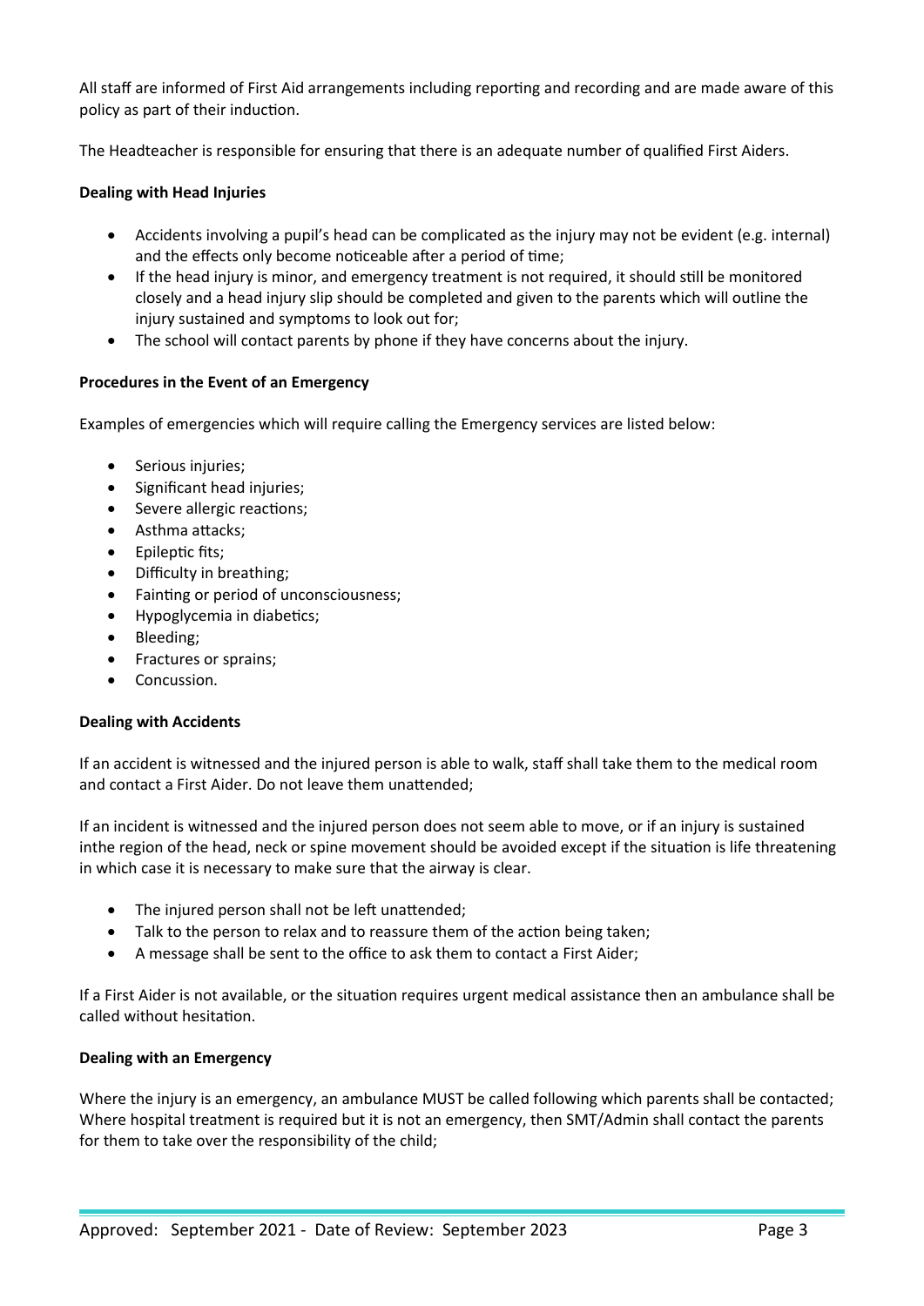All staff are informed of First Aid arrangements including reporting and recording and are made aware of this policy as part of their induction.

The Headteacher is responsible for ensuring that there is an adequate number of qualified First Aiders.

**Dealing with Head Injuries**

- Accidents involving a pupil's head can be complicated as the injury may not be evident (e.g. internal) and the effects only become noticeable after a period of time;
- If the head injury is minor, and emergency treatment is not required, it should still be monitored closely and a head injury slip should be completed and given to the parents which will outline the injury sustained and symptoms to look out for;
- The school will contact parents by phone if they have concerns about the injury.

**Procedures in the Event of an Emergency**

Examples of emergencies which will require calling the Emergency services are listed below:

- Serious injuries;
- Significant head injuries;
- Severe allergic reactions;
- Asthma attacks;
- Epileptic fits;
- Difficulty in breathing;
- Fainting or period of unconsciousness;
- Hypoglycemia in diabetics;
- Bleeding;
- Fractures or sprains;
- Concussion.

**Dealing with Accidents**

If an accident is witnessed and the injured person is able to walk, staff shall take them to the medical room and contact a First Aider. Do not leave them unattended;

If an incident is witnessed and the injured person does not seem able to move, or if an injury is sustained inthe region of the head, neck or spine movement should be avoided except if the situation is life threatening in which case it is necessary to make sure that the airway is clear.

- The injured person shall not be left unattended;
- Talk to the person to relax and to reassure them of the action being taken;
- A message shall be sent to the office to ask them to contact a First Aider;

If a First Aider is not available, or the situation requires urgent medical assistance then an ambulance shall be called without hesitation.

**Dealing with an Emergency**

Where the injury is an emergency, an ambulance MUST be called following which parents shall be contacted; Where hospital treatment is required but it is not an emergency, then SMT/Admin shall contact the parents for them to take over the responsibility of the child;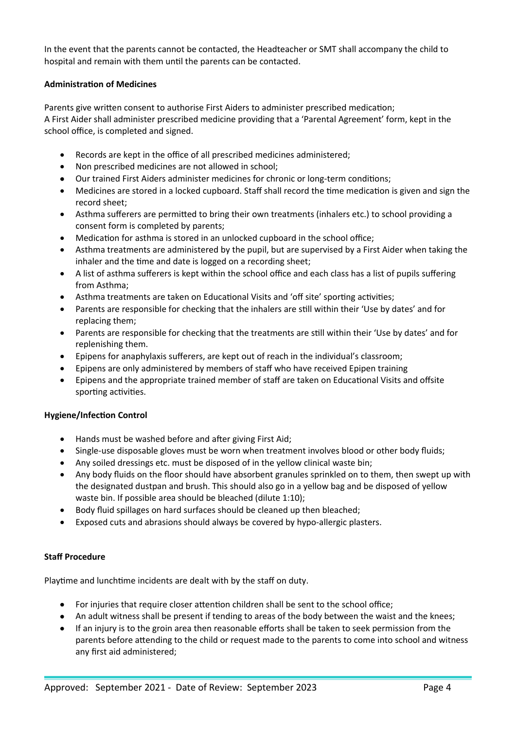In the event that the parents cannot be contacted, the Headteacher or SMT shall accompany the child to hospital and remain with them until the parents can be contacted.

**Administration of Medicines**

Parents give written consent to authorise First Aiders to administer prescribed medication;
A First Aider shall administer prescribed medicine providing that a 'Parental Agreement' form, kept in the school office, is completed and signed.

- Records are kept in the office of all prescribed medicines administered;
- Non prescribed medicines are not allowed in school;
- Our trained First Aiders administer medicines for chronic or long-term conditions;
- Medicines are stored in a locked cupboard. Staff shall record the time medication is given and sign the record sheet;
- Asthma sufferers are permitted to bring their own treatments (inhalers etc.) to school providing a consent form is completed by parents;
- Medication for asthma is stored in an unlocked cupboard in the school office;
- Asthma treatments are administered by the pupil, but are supervised by a First Aider when taking the inhaler and the time and date is logged on a recording sheet;
- A list of asthma sufferers is kept within the school office and each class has a list of pupils suffering from Asthma;
- Asthma treatments are taken on Educational Visits and 'off site' sporting activities;
- Parents are responsible for checking that the inhalers are still within their 'Use by dates' and for replacing them;
- Parents are responsible for checking that the treatments are still within their 'Use by dates' and for replenishing them.
- Epipens for anaphylaxis sufferers, are kept out of reach in the individual's classroom;
- Epipens are only administered by members of staff who have received Epipen training
- Epipens and the appropriate trained member of staff are taken on Educational Visits and offsite sporting activities.

**Hygiene/Infection Control**

- Hands must be washed before and after giving First Aid;
- Single-use disposable gloves must be worn when treatment involves blood or other body fluids;
- Any soiled dressings etc. must be disposed of in the yellow clinical waste bin;
- Any body fluids on the floor should have absorbent granules sprinkled on to them, then swept up with the designated dustpan and brush. This should also go in a yellow bag and be disposed of yellow waste bin. If possible area should be bleached (dilute 1:10);
- Body fluid spillages on hard surfaces should be cleaned up then bleached;
- Exposed cuts and abrasions should always be covered by hypo-allergic plasters.

**Staff Procedure**

Playtime and lunchtime incidents are dealt with by the staff on duty.

- For injuries that require closer attention children shall be sent to the school office;
- An adult witness shall be present if tending to areas of the body between the waist and the knees;
- If an injury is to the groin area then reasonable efforts shall be taken to seek permission from the parents before attending to the child or request made to the parents to come into school and witness any first aid administered;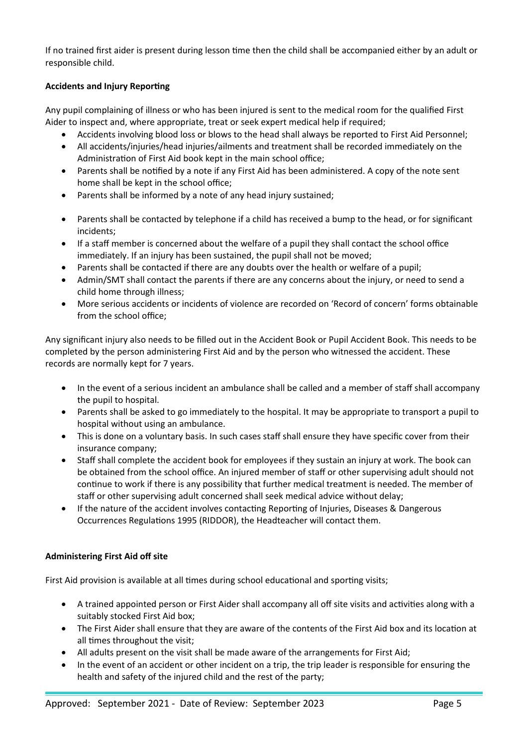If no trained first aider is present during lesson time then the child shall be accompanied either by an adult or responsible child.

**Accidents and Injury Reporting**

Any pupil complaining of illness or who has been injured is sent to the medical room for the qualified First Aider to inspect and, where appropriate, treat or seek expert medical help if required;

- Accidents involving blood loss or blows to the head shall always be reported to First Aid Personnel;
- All accidents/injuries/head injuries/ailments and treatment shall be recorded immediately on the Administration of First Aid book kept in the main school office;
- Parents shall be notified by a note if any First Aid has been administered. A copy of the note sent home shall be kept in the school office;
- Parents shall be informed by a note of any head injury sustained;
- Parents shall be contacted by telephone if a child has received a bump to the head, or for significant incidents;
- If a staff member is concerned about the welfare of a pupil they shall contact the school office immediately. If an injury has been sustained, the pupil shall not be moved;
- Parents shall be contacted if there are any doubts over the health or welfare of a pupil;
- Admin/SMT shall contact the parents if there are any concerns about the injury, or need to send a child home through illness;
- More serious accidents or incidents of violence are recorded on 'Record of concern' forms obtainable from the school office;

Any significant injury also needs to be filled out in the Accident Book or Pupil Accident Book. This needs to be completed by the person administering First Aid and by the person who witnessed the accident. These records are normally kept for 7 years.

- In the event of a serious incident an ambulance shall be called and a member of staff shall accompany the pupil to hospital.
- Parents shall be asked to go immediately to the hospital. It may be appropriate to transport a pupil to hospital without using an ambulance.
- This is done on a voluntary basis. In such cases staff shall ensure they have specific cover from their insurance company;
- Staff shall complete the accident book for employees if they sustain an injury at work. The book can be obtained from the school office. An injured member of staff or other supervising adult should not continue to work if there is any possibility that further medical treatment is needed. The member of staff or other supervising adult concerned shall seek medical advice without delay;
- If the nature of the accident involves contacting Reporting of Injuries, Diseases & Dangerous Occurrences Regulations 1995 (RIDDOR), the Headteacher will contact them.

**Administering First Aid off site**

First Aid provision is available at all times during school educational and sporting visits;

- A trained appointed person or First Aider shall accompany all off site visits and activities along with a suitably stocked First Aid box;
- The First Aider shall ensure that they are aware of the contents of the First Aid box and its location at all times throughout the visit;
- All adults present on the visit shall be made aware of the arrangements for First Aid;
- In the event of an accident or other incident on a trip, the trip leader is responsible for ensuring the health and safety of the injured child and the rest of the party;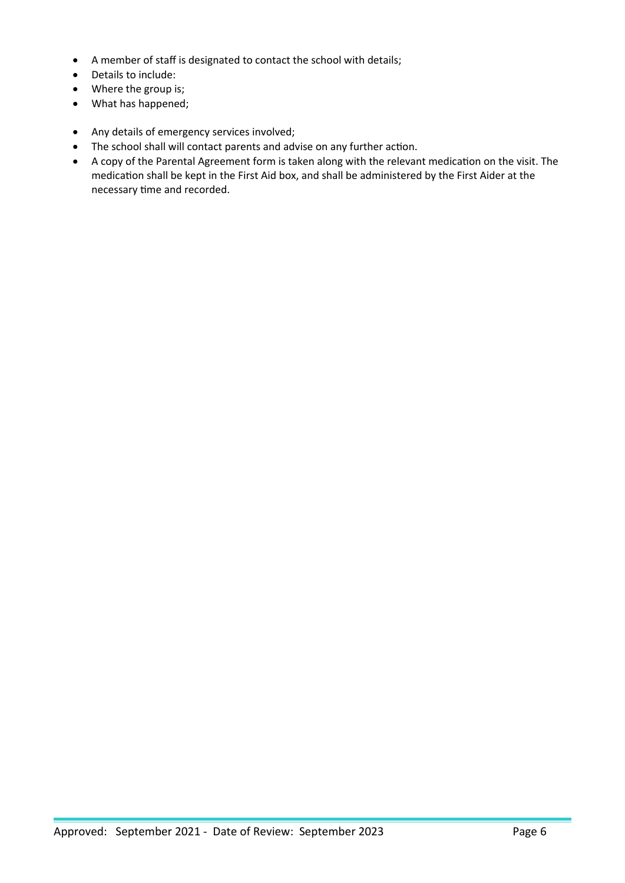- A member of staff is designated to contact the school with details;
- Details to include:
- Where the group is;
- What has happened;

- Any details of emergency services involved;
- The school shall will contact parents and advise on any further action.
- A copy of the Parental Agreement form is taken along with the relevant medication on the visit. The medication shall be kept in the First Aid box, and shall be administered by the First Aider at the necessary time and recorded.